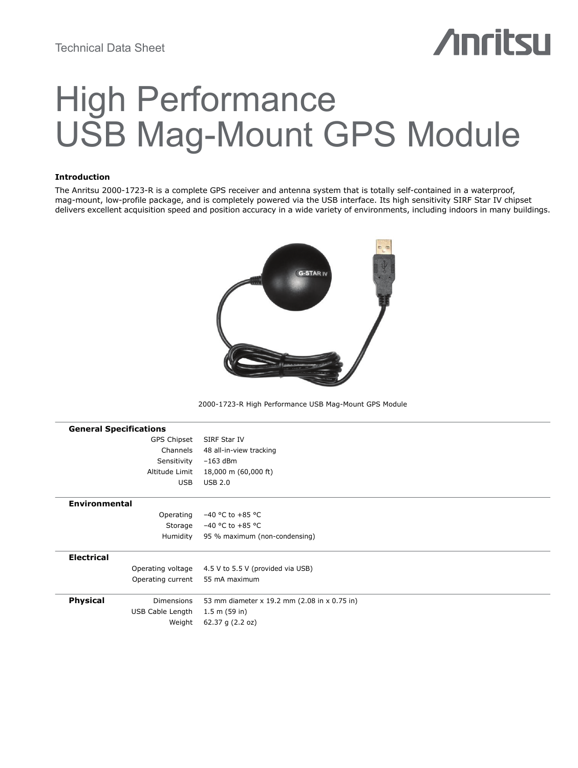Technical Data Sheet

# High Performance USB Mag-Mount GPS Module

**Introduction**

The Anritsu 2000-1723-R is a complete GPS receiver and antenna system that is totally self-contained in a waterproof, mag-mount, low-profile package, and is completely powered via the USB interface. Its high sensitivity SIRF Star IV chipset delivers excellent acquisition speed and position accuracy in a wide variety of environments, including indoors in many buildings.

2000-1723-R High Performance USB Mag-Mount GPS Module

| | | |
|---|---|---|
| **General Specifications** | | |
| | GPS Chipset | SIRF Star IV |
| | Channels | 48 all-in-view tracking |
| | Sensitivity | –163 dBm |
| | Altitude Limit | 18,000 m (60,000 ft) |
| | USB | USB 2.0 |
| **Environmental** | | |
| | Operating | –40 °C to +85 °C |
| | Storage | –40 °C to +85 °C |
| | Humidity | 95 % maximum (non-condensing) |
| **Electrical** | | |
| | Operating voltage | 4.5 V to 5.5 V (provided via USB) |
| | Operating current | 55 mA maximum |
| **Physical** | Dimensions | 53 mm diameter x 19.2 mm (2.08 in x 0.75 in) |
| | USB Cable Length | 1.5 m (59 in) |
| | Weight | 62.37 g (2.2 oz) |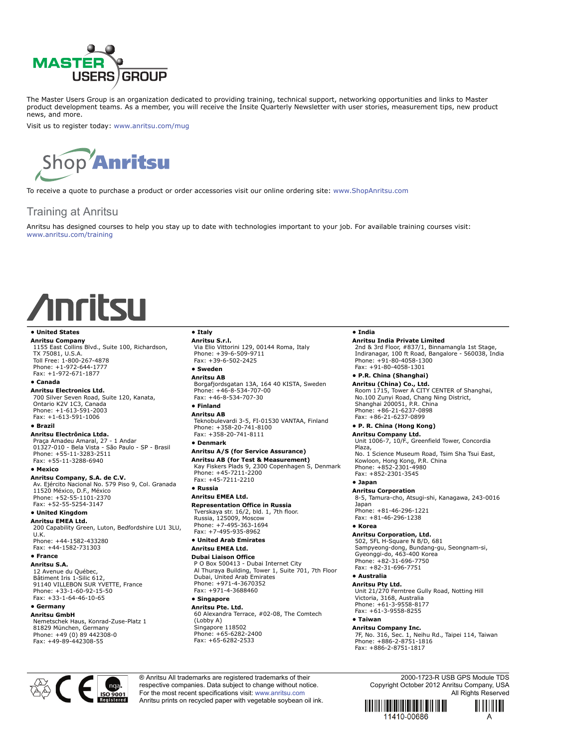MASTER USERS GROUP

The Master Users Group is an organization dedicated to providing training, technical support, networking opportunities and links to Master product development teams. As a member, you will receive the Insite Quarterly Newsletter with user stories, measurement tips, new product news, and more.

Visit us to register today: www.anritsu.com/mug

Shop Anritsu

To receive a quote to purchase a product or order accessories visit our online ordering site: www.ShopAnritsu.com

## Training at Anritsu

Anritsu has designed courses to help you stay up to date with technologies important to your job. For available training courses visit: www.anritsu.com/training

# Anritsu

**• United States**

**Anritsu Company**
1155 East Collins Blvd., Suite 100, Richardson, TX 75081, U.S.A.
Toll Free: 1-800-267-4878
Phone: +1-972-644-1777
Fax: +1-972-671-1877

**• Canada**

**Anritsu Electronics Ltd.**
700 Silver Seven Road, Suite 120, Kanata, Ontario K2V 1C3, Canada
Phone: +1-613-591-2003
Fax: +1-613-591-1006

**• Brazil**

**Anritsu Electrônica Ltda.**
Praça Amadeu Amaral, 27 - 1 Andar
01327-010 - Bela Vista - São Paulo - SP - Brasil
Phone: +55-11-3283-2511
Fax: +55-11-3288-6940

**• Mexico**

**Anritsu Company, S.A. de C.V.**
Av. Ejército Nacional No. 579 Piso 9, Col. Granada
11520 México, D.F., México
Phone: +52-55-1101-2370
Fax: +52-55-5254-3147

**• United Kingdom**

**Anritsu EMEA Ltd.**
200 Capability Green, Luton, Bedfordshire LU1 3LU, U.K.
Phone: +44-1582-433280
Fax: +44-1582-731303

**• France**

**Anritsu S.A.**
12 Avenue du Québec,
Bâtiment Iris 1-Silic 612,
91140 VILLEBON SUR YVETTE, France
Phone: +33-1-60-92-15-50
Fax: +33-1-64-46-10-65

**• Germany**

**Anritsu GmbH**
Nemetschek Haus, Konrad-Zuse-Platz 1
81829 München, Germany
Phone: +49 (0) 89 442308-0
Fax: +49-89-442308-55

**• Italy**

**Anritsu S.r.l.**
Via Elio Vittorini 129, 00144 Roma, Italy
Phone: +39-6-509-9711
Fax: +39-6-502-2425

**• Sweden**

**Anritsu AB**
Borgafjordsgatan 13A, 164 40 KISTA, Sweden
Phone: +46-8-534-707-00
Fax: +46-8-534-707-30

**• Finland**

**Anritsu AB**
Teknobulevardi 3-5, FI-01530 VANTAA, Finland
Phone: +358-20-741-8100
Fax: +358-20-741-8111

**• Denmark**

**Anritsu A/S (for Service Assurance)**
**Anritsu AB (for Test & Measurement)**
Kay Fiskers Plads 9, 2300 Copenhagen S, Denmark
Phone: +45-7211-2200
Fax: +45-7211-2210

**• Russia**

**Anritsu EMEA Ltd.**
**Representation Office in Russia**
Tverskaya str. 16/2, bld. 1, 7th floor.
Russia, 125009, Moscow
Phone: +7-495-363-1694
Fax: +7-495-935-8962

**• United Arab Emirates**

**Anritsu EMEA Ltd.**
**Dubai Liaison Office**
P O Box 500413 - Dubai Internet City
Al Thuraya Building, Tower 1, Suite 701, 7th Floor
Dubai, United Arab Emirates
Phone: +971-4-3670352
Fax: +971-4-3688460

**• Singapore**

**Anritsu Pte. Ltd.**
60 Alexandra Terrace, #02-08, The Comtech (Lobby A)
Singapore 118502
Phone: +65-6282-2400
Fax: +65-6282-2533

**• India**

**Anritsu India Private Limited**
2nd & 3rd Floor, #837/1, Binnamangla 1st Stage, Indiranagar, 100 ft Road, Bangalore - 560038, India
Phone: +91-80-4058-1300
Fax: +91-80-4058-1301

**• P.R. China (Shanghai)**

**Anritsu (China) Co., Ltd.**
Room 1715, Tower A CITY CENTER of Shanghai,
No.100 Zunyi Road, Chang Ning District,
Shanghai 200051, P.R. China
Phone: +86-21-6237-0898
Fax: +86-21-6237-0899

**• P. R. China (Hong Kong)**

**Anritsu Company Ltd.**
Unit 1006-7, 10/F., Greenfield Tower, Concordia Plaza,
No. 1 Science Museum Road, Tsim Sha Tsui East,
Kowloon, Hong Kong, P.R. China
Phone: +852-2301-4980
Fax: +852-2301-3545

**• Japan**

**Anritsu Corporation**
8-5, Tamura-cho, Atsugi-shi, Kanagawa, 243-0016 Japan
Phone: +81-46-296-1221
Fax: +81-46-296-1238

**• Korea**

**Anritsu Corporation, Ltd.**
502, 5FL H-Square N B/D, 681
Sampyeong-dong, Bundang-gu, Seongnam-si,
Gyeonggi-do, 463-400 Korea
Phone: +82-31-696-7750
Fax: +82-31-696-7751

**• Australia**

**Anritsu Pty Ltd.**
Unit 21/270 Ferntree Gully Road, Notting Hill
Victoria, 3168, Australia
Phone: +61-3-9558-8177
Fax: +61-3-9558-8255

**• Taiwan**

**Anritsu Company Inc.**
7F, No. 316, Sec. 1, Neihu Rd., Taipei 114, Taiwan
Phone: +886-2-8751-1816
Fax: +886-2-8751-1817

® Anritsu All trademarks are registered trademarks of their respective companies. Data subject to change without notice. For the most recent specifications visit: www.anritsu.com
Anritsu prints on recycled paper with vegetable soybean oil ink.

2000-1723-R USB GPS Module TDS
Copyright October 2012 Anritsu Company, USA
All Rights Reserved

11410-00686

A